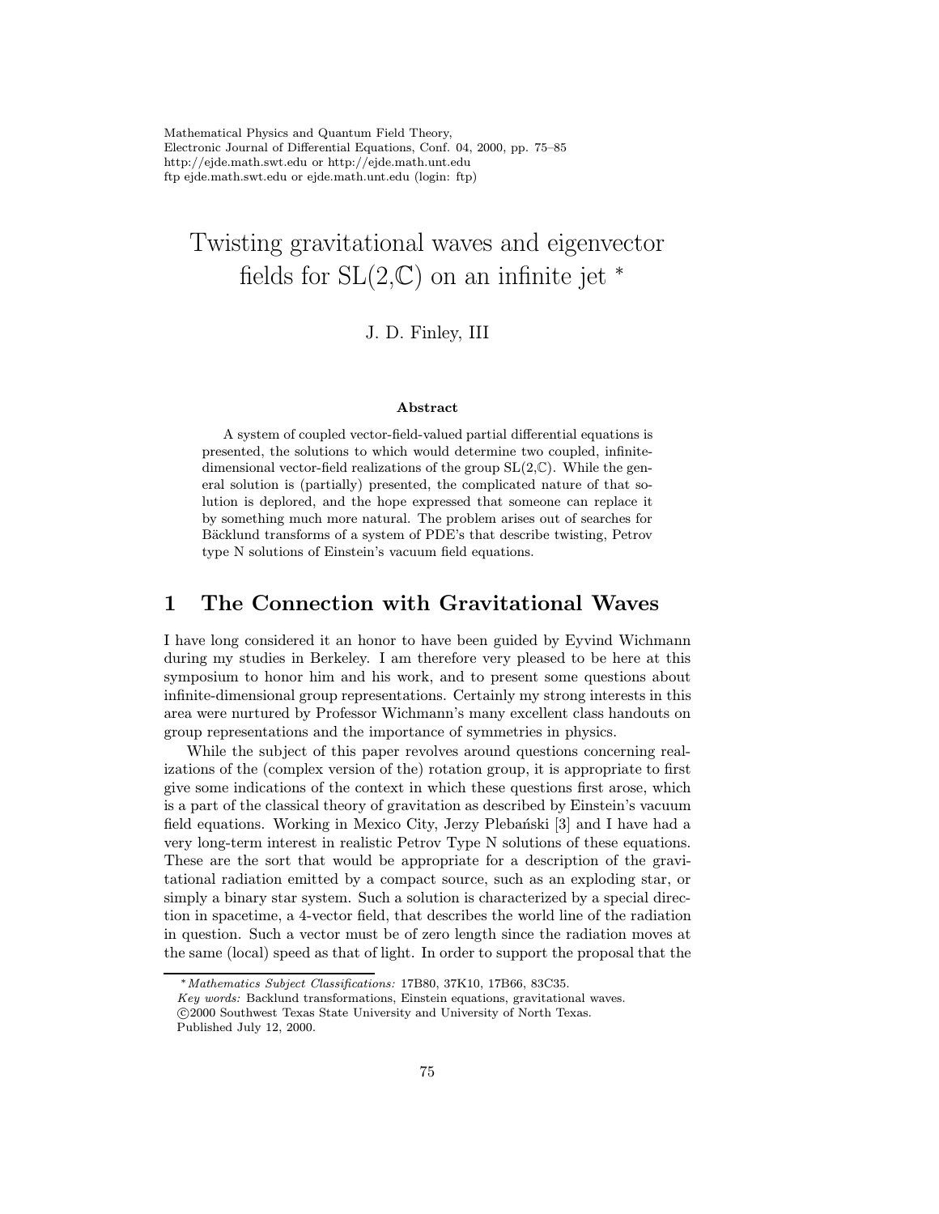# Twisting gravitational waves and eigenvector fields for SL(2,ℂ) on an infinite jet *

J. D. Finley, III

**Abstract**

A system of coupled vector-field-valued partial differential equations is presented, the solutions to which would determine two coupled, infinite-dimensional vector-field realizations of the group SL(2,ℂ). While the general solution is (partially) presented, the complicated nature of that solution is deplored, and the hope expressed that someone can replace it by something much more natural. The problem arises out of searches for Bäcklund transforms of a system of PDE's that describe twisting, Petrov type N solutions of Einstein's vacuum field equations.

## 1 The Connection with Gravitational Waves

I have long considered it an honor to have been guided by Eyvind Wichmann during my studies in Berkeley. I am therefore very pleased to be here at this symposium to honor him and his work, and to present some questions about infinite-dimensional group representations. Certainly my strong interests in this area were nurtured by Professor Wichmann's many excellent class handouts on group representations and the importance of symmetries in physics.

While the subject of this paper revolves around questions concerning realizations of the (complex version of the) rotation group, it is appropriate to first give some indications of the context in which these questions first arose, which is a part of the classical theory of gravitation as described by Einstein's vacuum field equations. Working in Mexico City, Jerzy Plebański [3] and I have had a very long-term interest in realistic Petrov Type N solutions of these equations. These are the sort that would be appropriate for a description of the gravitational radiation emitted by a compact source, such as an exploding star, or simply a binary star system. Such a solution is characterized by a special direction in spacetime, a 4-vector field, that describes the world line of the radiation in question. Such a vector must be of zero length since the radiation moves at the same (local) speed as that of light. In order to support the proposal that the

---

*Mathematics Subject Classifications:* 17B80, 37K10, 17B66, 83C35.
*Key words:* Backlund transformations, Einstein equations, gravitational waves.
©2000 Southwest Texas State University and University of North Texas.
Published July 12, 2000.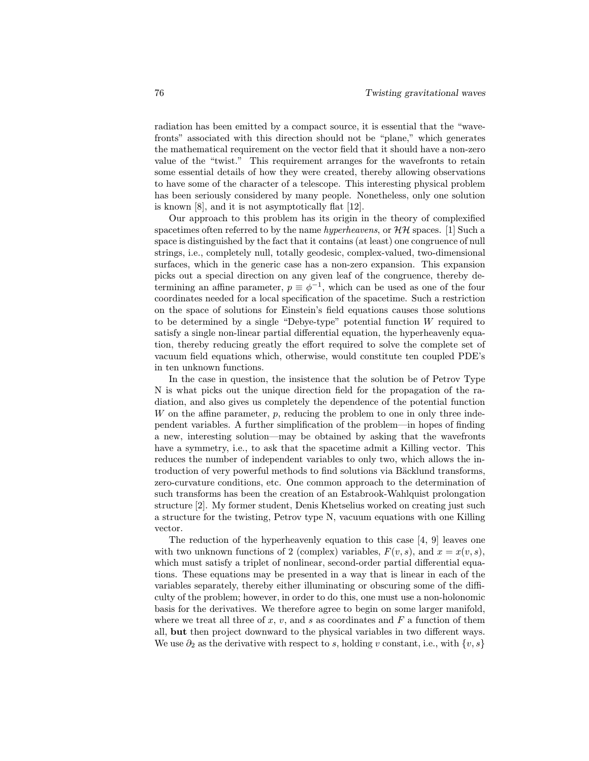radiation has been emitted by a compact source, it is essential that the "wavefronts" associated with this direction should not be "plane," which generates the mathematical requirement on the vector field that it should have a non-zero value of the "twist." This requirement arranges for the wavefronts to retain some essential details of how they were created, thereby allowing observations to have some of the character of a telescope. This interesting physical problem has been seriously considered by many people. Nonetheless, only one solution is known [8], and it is not asymptotically flat [12].

Our approach to this problem has its origin in the theory of complexified spacetimes often referred to by the name *hyperheavens*, or $\mathcal{HH}$ spaces. [1] Such a space is distinguished by the fact that it contains (at least) one congruence of null strings, i.e., completely null, totally geodesic, complex-valued, two-dimensional surfaces, which in the generic case has a non-zero expansion. This expansion picks out a special direction on any given leaf of the congruence, thereby determining an affine parameter, $p \equiv \phi^{-1}$, which can be used as one of the four coordinates needed for a local specification of the spacetime. Such a restriction on the space of solutions for Einstein's field equations causes those solutions to be determined by a single "Debye-type" potential function $W$ required to satisfy a single non-linear partial differential equation, the hyperheavenly equation, thereby reducing greatly the effort required to solve the complete set of vacuum field equations which, otherwise, would constitute ten coupled PDE's in ten unknown functions.

In the case in question, the insistence that the solution be of Petrov Type N is what picks out the unique direction field for the propagation of the radiation, and also gives us completely the dependence of the potential function $W$ on the affine parameter, $p$, reducing the problem to one in only three independent variables. A further simplification of the problem—in hopes of finding a new, interesting solution—may be obtained by asking that the wavefronts have a symmetry, i.e., to ask that the spacetime admit a Killing vector. This reduces the number of independent variables to only two, which allows the introduction of very powerful methods to find solutions via Bäcklund transforms, zero-curvature conditions, etc. One common approach to the determination of such transforms has been the creation of an Estabrook-Wahlquist prolongation structure [2]. My former student, Denis Khetselius worked on creating just such a structure for the twisting, Petrov type N, vacuum equations with one Killing vector.

The reduction of the hyperheavenly equation to this case [4, 9] leaves one with two unknown functions of 2 (complex) variables, $F(v, s)$, and $x = x(v, s)$, which must satisfy a triplet of nonlinear, second-order partial differential equations. These equations may be presented in a way that is linear in each of the variables separately, thereby either illuminating or obscuring some of the difficulty of the problem; however, in order to do this, one must use a non-holonomic basis for the derivatives. We therefore agree to begin on some larger manifold, where we treat all three of $x$, $v$, and $s$ as coordinates and $F$ a function of them all, **but** then project downward to the physical variables in two different ways. We use $\partial_2$ as the derivative with respect to $s$, holding $v$ constant, i.e., with $\{v, s\}$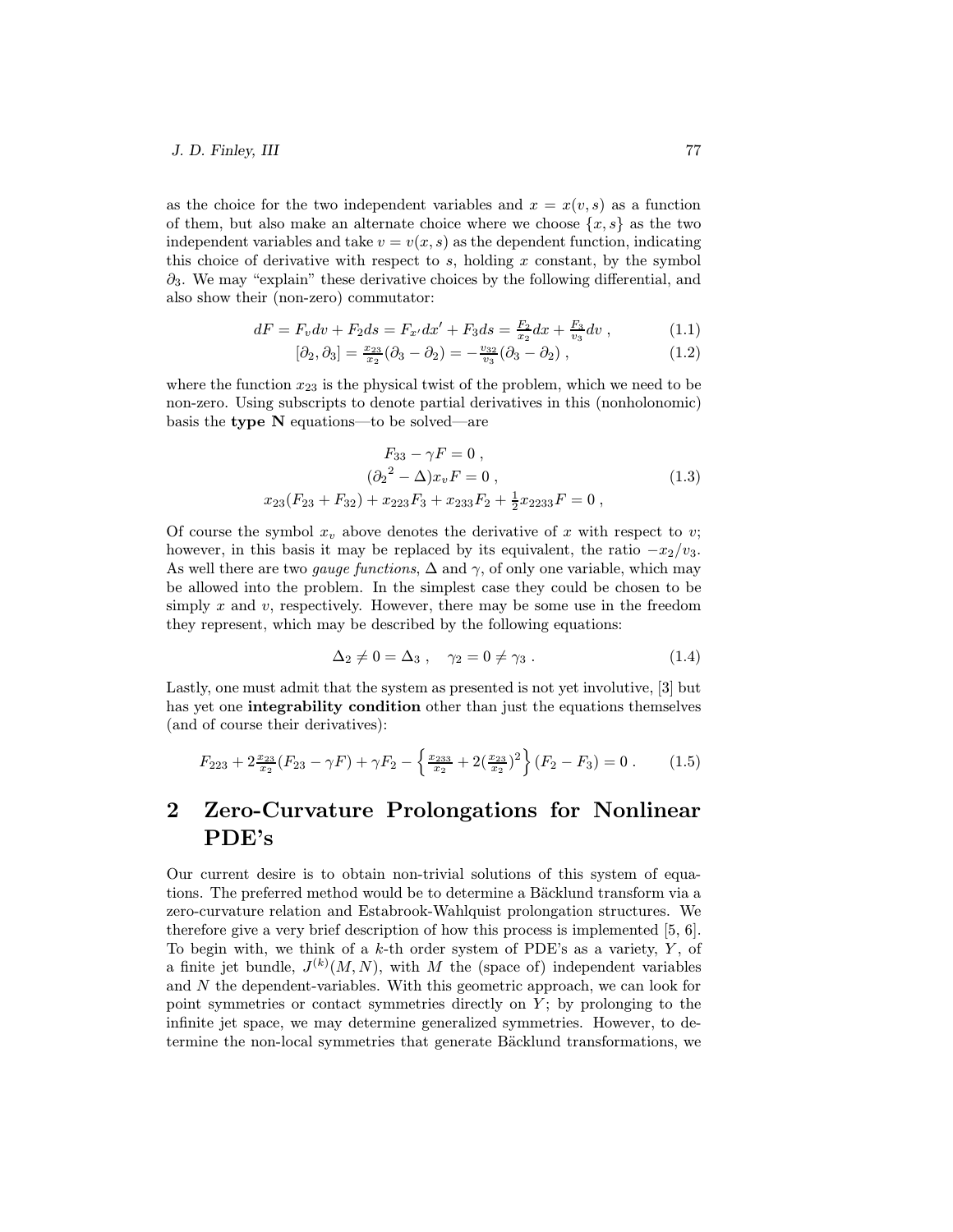as the choice for the two independent variables and $x = x(v,s)$ as a function of them, but also make an alternate choice where we choose $\{x, s\}$ as the two independent variables and take $v = v(x,s)$ as the dependent function, indicating this choice of derivative with respect to $s$, holding $x$ constant, by the symbol $\partial_3$. We may "explain" these derivative choices by the following differential, and also show their (non-zero) commutator:

$$dF = F_v dv + F_2 ds = F_{x'} dx' + F_3 ds = \tfrac{F_2}{x_2} dx + \tfrac{F_3}{v_3} dv \ , \tag{1.1}$$

$$[\partial_2, \partial_3] = \tfrac{x_{23}}{x_2}(\partial_3 - \partial_2) = -\tfrac{v_{32}}{v_3}(\partial_3 - \partial_2) \ , \tag{1.2}$$

where the function $x_{23}$ is the physical twist of the problem, which we need to be non-zero. Using subscripts to denote partial derivatives in this (nonholonomic) basis the **type N** equations—to be solved—are

$$\begin{gathered} F_{33} - \gamma F = 0 \ , \\ ({\partial_2}^2 - \Delta) x_v F = 0 \ , \\ x_{23}(F_{23} + F_{32}) + x_{223} F_3 + x_{233} F_2 + \tfrac{1}{2} x_{2233} F = 0 \ , \end{gathered} \tag{1.3}$$

Of course the symbol $x_v$ above denotes the derivative of $x$ with respect to $v$; however, in this basis it may be replaced by its equivalent, the ratio $-x_2/v_3$. As well there are two *gauge functions*, $\Delta$ and $\gamma$, of only one variable, which may be allowed into the problem. In the simplest case they could be chosen to be simply $x$ and $v$, respectively. However, there may be some use in the freedom they represent, which may be described by the following equations:

$$\Delta_2 \neq 0 = \Delta_3 \ , \quad \gamma_2 = 0 \neq \gamma_3 \ . \tag{1.4}$$

Lastly, one must admit that the system as presented is not yet involutive, [3] but has yet one **integrability condition** other than just the equations themselves (and of course their derivatives):

$$F_{223} + 2\tfrac{x_{23}}{x_2}(F_{23} - \gamma F) + \gamma F_2 - \left\{ \tfrac{x_{233}}{x_2} + 2(\tfrac{x_{23}}{x_2})^2 \right\} (F_2 - F_3) = 0 \ . \tag{1.5}$$

# 2 Zero-Curvature Prolongations for Nonlinear PDE's

Our current desire is to obtain non-trivial solutions of this system of equations. The preferred method would be to determine a Bäcklund transform via a zero-curvature relation and Estabrook-Wahlquist prolongation structures. We therefore give a very brief description of how this process is implemented [5, 6]. To begin with, we think of a $k$-th order system of PDE's as a variety, $Y$, of a finite jet bundle, $J^{(k)}(M, N)$, with $M$ the (space of) independent variables and $N$ the dependent-variables. With this geometric approach, we can look for point symmetries or contact symmetries directly on $Y$; by prolonging to the infinite jet space, we may determine generalized symmetries. However, to determine the non-local symmetries that generate Bäcklund transformations, we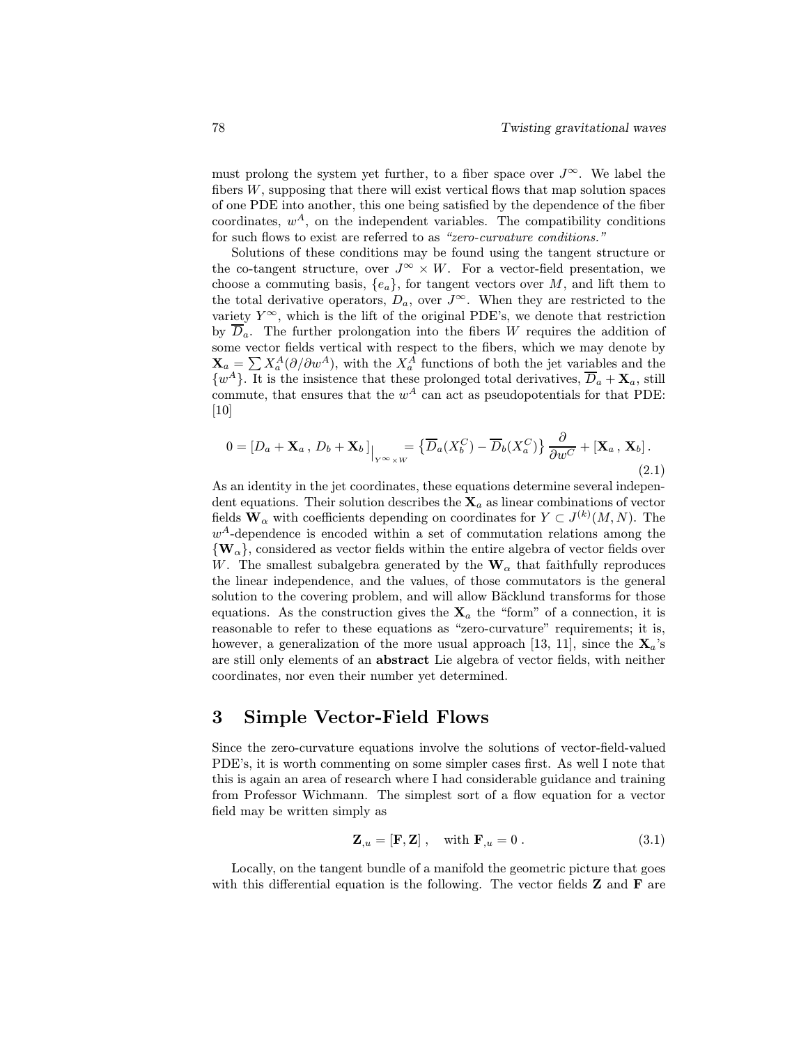must prolong the system yet further, to a fiber space over $J^\infty$. We label the fibers $W$, supposing that there will exist vertical flows that map solution spaces of one PDE into another, this one being satisfied by the dependence of the fiber coordinates, $w^A$, on the independent variables. The compatibility conditions for such flows to exist are referred to as *"zero-curvature conditions."*

Solutions of these conditions may be found using the tangent structure or the co-tangent structure, over $J^\infty \times W$. For a vector-field presentation, we choose a commuting basis, $\{e_a\}$, for tangent vectors over $M$, and lift them to the total derivative operators, $D_a$, over $J^\infty$. When they are restricted to the variety $Y^\infty$, which is the lift of the original PDE's, we denote that restriction by $\overline{D}_a$. The further prolongation into the fibers $W$ requires the addition of some vector fields vertical with respect to the fibers, which we may denote by $\mathbf{X}_a = \sum X_a^A(\partial/\partial w^A)$, with the $X_a^A$ functions of both the jet variables and the $\{w^A\}$. It is the insistence that these prolonged total derivatives, $\overline{D}_a + \mathbf{X}_a$, still commute, that ensures that the $w^A$ can act as pseudopotentials for that PDE: [10]

$$0 = [D_a + \mathbf{X}_a \, , \, D_b + \mathbf{X}_b\,]\big|_{Y^\infty \times W} = \left\{ \overline{D}_a(X_b^C) - \overline{D}_b(X_a^C) \right\} \frac{\partial}{\partial w^C} + [\mathbf{X}_a \, , \, \mathbf{X}_b] \, . \tag{2.1}$$

As an identity in the jet coordinates, these equations determine several independent equations. Their solution describes the $\mathbf{X}_a$ as linear combinations of vector fields $\mathbf{W}_\alpha$ with coefficients depending on coordinates for $Y \subset J^{(k)}(M,N)$. The $w^A$-dependence is encoded within a set of commutation relations among the $\{\mathbf{W}_\alpha\}$, considered as vector fields within the entire algebra of vector fields over $W$. The smallest subalgebra generated by the $\mathbf{W}_\alpha$ that faithfully reproduces the linear independence, and the values, of those commutators is the general solution to the covering problem, and will allow Bäcklund transforms for those equations. As the construction gives the $\mathbf{X}_a$ the "form" of a connection, it is reasonable to refer to these equations as "zero-curvature" requirements; it is, however, a generalization of the more usual approach [13, 11], since the $\mathbf{X}_a$'s are still only elements of an **abstract** Lie algebra of vector fields, with neither coordinates, nor even their number yet determined.

## 3 Simple Vector-Field Flows

Since the zero-curvature equations involve the solutions of vector-field-valued PDE's, it is worth commenting on some simpler cases first. As well I note that this is again an area of research where I had considerable guidance and training from Professor Wichmann. The simplest sort of a flow equation for a vector field may be written simply as

$$\mathbf{Z}_{,u} = [\mathbf{F}, \mathbf{Z}] \, , \quad \text{with } \mathbf{F}_{,u} = 0 \, . \tag{3.1}$$

Locally, on the tangent bundle of a manifold the geometric picture that goes with this differential equation is the following. The vector fields $\mathbf{Z}$ and $\mathbf{F}$ are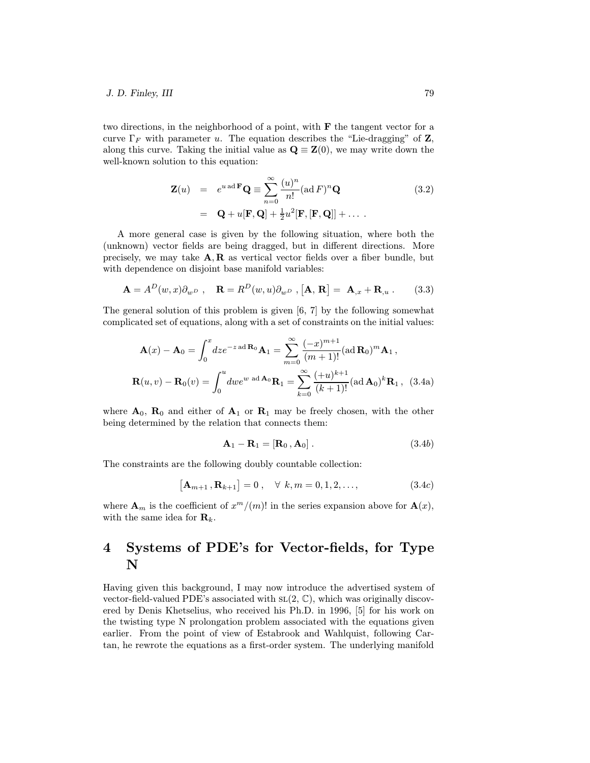two directions, in the neighborhood of a point, with $\mathbf{F}$ the tangent vector for a curve $\Gamma_F$ with parameter $u$. The equation describes the "Lie-dragging" of $\mathbf{Z}$, along this curve. Taking the initial value as $\mathbf{Q} \equiv \mathbf{Z}(0)$, we may write down the well-known solution to this equation:

$$
\begin{aligned}
\mathbf{Z}(u) &= e^{u\,\mathrm{ad}\,\mathbf{F}}\mathbf{Q} \equiv \sum_{n=0}^{\infty} \frac{(u)^n}{n!}(\mathrm{ad}\,F)^n \mathbf{Q} \\
&= \mathbf{Q} + u[\mathbf{F},\mathbf{Q}] + \tfrac{1}{2}u^2[\mathbf{F},[\mathbf{F},\mathbf{Q}]] + \ldots \; .
\end{aligned}
\tag{3.2}
$$

A more general case is given by the following situation, where both the (unknown) vector fields are being dragged, but in different directions. More precisely, we may take $\mathbf{A}, \mathbf{R}$ as vertical vector fields over a fiber bundle, but with dependence on disjoint base manifold variables:

$$
\mathbf{A} = A^D(w,x)\partial_{w^D}\;, \quad \mathbf{R} = R^D(w,u)\partial_{w^D}\;, \big[\mathbf{A},\,\mathbf{R}\big] = \;\mathbf{A}_{,x} + \mathbf{R}_{,u}\;. \tag{3.3}
$$

The general solution of this problem is given [6, 7] by the following somewhat complicated set of equations, along with a set of constraints on the initial values:

$$
\begin{aligned}
\mathbf{A}(x) - \mathbf{A}_0 &= \int_0^x dz e^{-z\,\mathrm{ad}\,\mathbf{R}_0}\mathbf{A}_1 = \sum_{m=0}^{\infty} \frac{(-x)^{m+1}}{(m+1)!}(\mathrm{ad}\,\mathbf{R}_0)^m \mathbf{A}_1\,, \\
\mathbf{R}(u,v) - \mathbf{R}_0(v) &= \int_0^u dw e^{w\;\mathrm{ad}\,\mathbf{A}_0}\mathbf{R}_1 = \sum_{k=0}^{\infty} \frac{(+u)^{k+1}}{(k+1)!}(\mathrm{ad}\,\mathbf{A}_0)^k \mathbf{R}_1\,,
\end{aligned}
\tag{3.4a}
$$

where $\mathbf{A}_0$, $\mathbf{R}_0$ and either of $\mathbf{A}_1$ or $\mathbf{R}_1$ may be freely chosen, with the other being determined by the relation that connects them:

$$
\mathbf{A}_1 - \mathbf{R}_1 = [\mathbf{R}_0\,, \mathbf{A}_0]\;. \tag{3.4b}
$$

The constraints are the following doubly countable collection:

$$
\big[\mathbf{A}_{m+1}\,, \mathbf{R}_{k+1}\big] = 0\;, \quad \forall\; k, m = 0, 1, 2, \ldots, \tag{3.4c}
$$

where $\mathbf{A}_m$ is the coefficient of $x^m/(m)!$ in the series expansion above for $\mathbf{A}(x)$, with the same idea for $\mathbf{R}_k$.

# 4 Systems of PDE's for Vector-fields, for Type N

Having given this background, I may now introduce the advertised system of vector-field-valued PDE's associated with $\mathrm{sl}(2,\mathbb{C})$, which was originally discovered by Denis Khetselius, who received his Ph.D. in 1996, [5] for his work on the twisting type N prolongation problem associated with the equations given earlier. From the point of view of Estabrook and Wahlquist, following Cartan, he rewrote the equations as a first-order system. The underlying manifold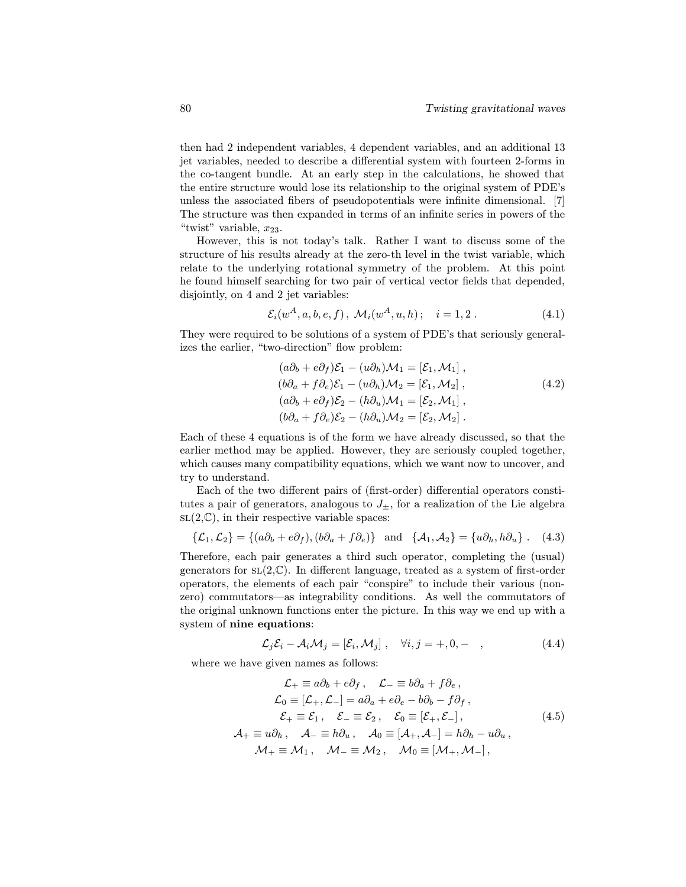then had 2 independent variables, 4 dependent variables, and an additional 13 jet variables, needed to describe a differential system with fourteen 2-forms in the co-tangent bundle. At an early step in the calculations, he showed that the entire structure would lose its relationship to the original system of PDE's unless the associated fibers of pseudopotentials were infinite dimensional. [7] The structure was then expanded in terms of an infinite series in powers of the "twist" variable, $x_{23}$.

However, this is not today's talk. Rather I want to discuss some of the structure of his results already at the zero-th level in the twist variable, which relate to the underlying rotational symmetry of the problem. At this point he found himself searching for two pair of vertical vector fields that depended, disjointly, on 4 and 2 jet variables:

$$\mathcal{E}_i(w^A, a, b, e, f)\,,\ \mathcal{M}_i(w^A, u, h)\,; \quad i = 1, 2\,. \tag{4.1}$$

They were required to be solutions of a system of PDE's that seriously generalizes the earlier, "two-direction" flow problem:

$$\begin{aligned}
(a\partial_b + e\partial_f)\mathcal{E}_1 - (u\partial_h)\mathcal{M}_1 &= [\mathcal{E}_1, \mathcal{M}_1]\,, \\
(b\partial_a + f\partial_e)\mathcal{E}_1 - (u\partial_h)\mathcal{M}_2 &= [\mathcal{E}_1, \mathcal{M}_2]\,, \\
(a\partial_b + e\partial_f)\mathcal{E}_2 - (h\partial_u)\mathcal{M}_1 &= [\mathcal{E}_2, \mathcal{M}_1]\,, \\
(b\partial_a + f\partial_e)\mathcal{E}_2 - (h\partial_u)\mathcal{M}_2 &= [\mathcal{E}_2, \mathcal{M}_2]\,.
\end{aligned} \tag{4.2}$$

Each of these 4 equations is of the form we have already discussed, so that the earlier method may be applied. However, they are seriously coupled together, which causes many compatibility equations, which we want now to uncover, and try to understand.

Each of the two different pairs of (first-order) differential operators constitutes a pair of generators, analogous to $J_\pm$, for a realization of the Lie algebra $\mathrm{sl}(2,\mathbb{C})$, in their respective variable spaces:

$$\{\mathcal{L}_1, \mathcal{L}_2\} = \{(a\partial_b + e\partial_f), (b\partial_a + f\partial_e)\} \quad \text{and} \quad \{\mathcal{A}_1, \mathcal{A}_2\} = \{u\partial_h, h\partial_u\}\,. \tag{4.3}$$

Therefore, each pair generates a third such operator, completing the (usual) generators for $\mathrm{sl}(2,\mathbb{C})$. In different language, treated as a system of first-order operators, the elements of each pair "conspire" to include their various (non-zero) commutators—as integrability conditions. As well the commutators of the original unknown functions enter the picture. In this way we end up with a system of **nine equations**:

$$\mathcal{L}_j\mathcal{E}_i - \mathcal{A}_i\mathcal{M}_j = [\mathcal{E}_i, \mathcal{M}_j]\,, \quad \forall i, j = +, 0, - \quad , \tag{4.4}$$

where we have given names as follows:

$$\begin{gathered}
\mathcal{L}_+ \equiv a\partial_b + e\partial_f\,, \quad \mathcal{L}_- \equiv b\partial_a + f\partial_e\,, \\
\mathcal{L}_0 \equiv [\mathcal{L}_+, \mathcal{L}_-] = a\partial_a + e\partial_e - b\partial_b - f\partial_f\,, \\
\mathcal{E}_+ \equiv \mathcal{E}_1\,, \quad \mathcal{E}_- \equiv \mathcal{E}_2\,, \quad \mathcal{E}_0 \equiv [\mathcal{E}_+, \mathcal{E}_-]\,, \\
\mathcal{A}_+ \equiv u\partial_h\,, \quad \mathcal{A}_- \equiv h\partial_u\,, \quad \mathcal{A}_0 \equiv [\mathcal{A}_+, \mathcal{A}_-] = h\partial_h - u\partial_u\,, \\
\mathcal{M}_+ \equiv \mathcal{M}_1\,, \quad \mathcal{M}_- \equiv \mathcal{M}_2\,, \quad \mathcal{M}_0 \equiv [\mathcal{M}_+, \mathcal{M}_-]\,,
\end{gathered} \tag{4.5}$$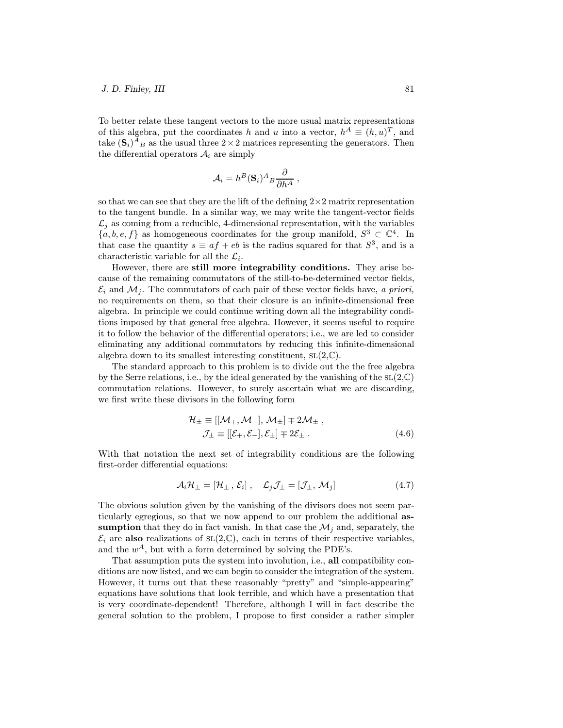To better relate these tangent vectors to the more usual matrix representations of this algebra, put the coordinates $h$ and $u$ into a vector, $h^A \equiv (h, u)^T$, and take $(\mathbf{S}_i)^A{}_B$ as the usual three $2 \times 2$ matrices representing the generators. Then the differential operators $\mathcal{A}_i$ are simply

$$\mathcal{A}_i = h^B (\mathbf{S}_i)^A{}_B \frac{\partial}{\partial h^A} \,,$$

so that we can see that they are the lift of the defining $2 \times 2$ matrix representation to the tangent bundle. In a similar way, we may write the tangent-vector fields $\mathcal{L}_j$ as coming from a reducible, 4-dimensional representation, with the variables $\{a, b, e, f\}$ as homogeneous coordinates for the group manifold, $S^3 \subset \mathbb{C}^4$. In that case the quantity $s \equiv af + eb$ is the radius squared for that $S^3$, and is a characteristic variable for all the $\mathcal{L}_i$.

However, there are **still more integrability conditions.** They arise because of the remaining commutators of the still-to-be-determined vector fields, $\mathcal{E}_i$ and $\mathcal{M}_j$. The commutators of each pair of these vector fields have, *a priori,* no requirements on them, so that their closure is an infinite-dimensional **free** algebra. In principle we could continue writing down all the integrability conditions imposed by that general free algebra. However, it seems useful to require it to follow the behavior of the differential operators; i.e., we are led to consider eliminating any additional commutators by reducing this infinite-dimensional algebra down to its smallest interesting constituent, $\mathrm{SL}(2,\mathbb{C})$.

The standard approach to this problem is to divide out the the free algebra by the Serre relations, i.e., by the ideal generated by the vanishing of the $\mathrm{SL}(2,\mathbb{C})$ commutation relations. However, to surely ascertain what we are discarding, we first write these divisors in the following form

$$\begin{aligned} \mathcal{H}_\pm &\equiv [[\mathcal{M}_+, \mathcal{M}_-], \mathcal{M}_\pm] \mp 2\mathcal{M}_\pm \,, \\ \mathcal{J}_\pm &\equiv [[\mathcal{E}_+, \mathcal{E}_-], \mathcal{E}_\pm] \mp 2\mathcal{E}_\pm \,. \end{aligned} \tag{4.6}$$

With that notation the next set of integrability conditions are the following first-order differential equations:

$$\mathcal{A}_i \mathcal{H}_\pm = [\mathcal{H}_\pm \,, \mathcal{E}_i] \,, \quad \mathcal{L}_j \mathcal{J}_\pm = [\mathcal{J}_\pm, \mathcal{M}_j] \tag{4.7}$$

The obvious solution given by the vanishing of the divisors does not seem particularly egregious, so that we now append to our problem the additional **assumption** that they do in fact vanish. In that case the $\mathcal{M}_j$ and, separately, the $\mathcal{E}_i$ are **also** realizations of $\mathrm{SL}(2,\mathbb{C})$, each in terms of their respective variables, and the $w^A$, but with a form determined by solving the PDE's.

That assumption puts the system into involution, i.e., **all** compatibility conditions are now listed, and we can begin to consider the integration of the system. However, it turns out that these reasonably "pretty" and "simple-appearing" equations have solutions that look terrible, and which have a presentation that is very coordinate-dependent! Therefore, although I will in fact describe the general solution to the problem, I propose to first consider a rather simpler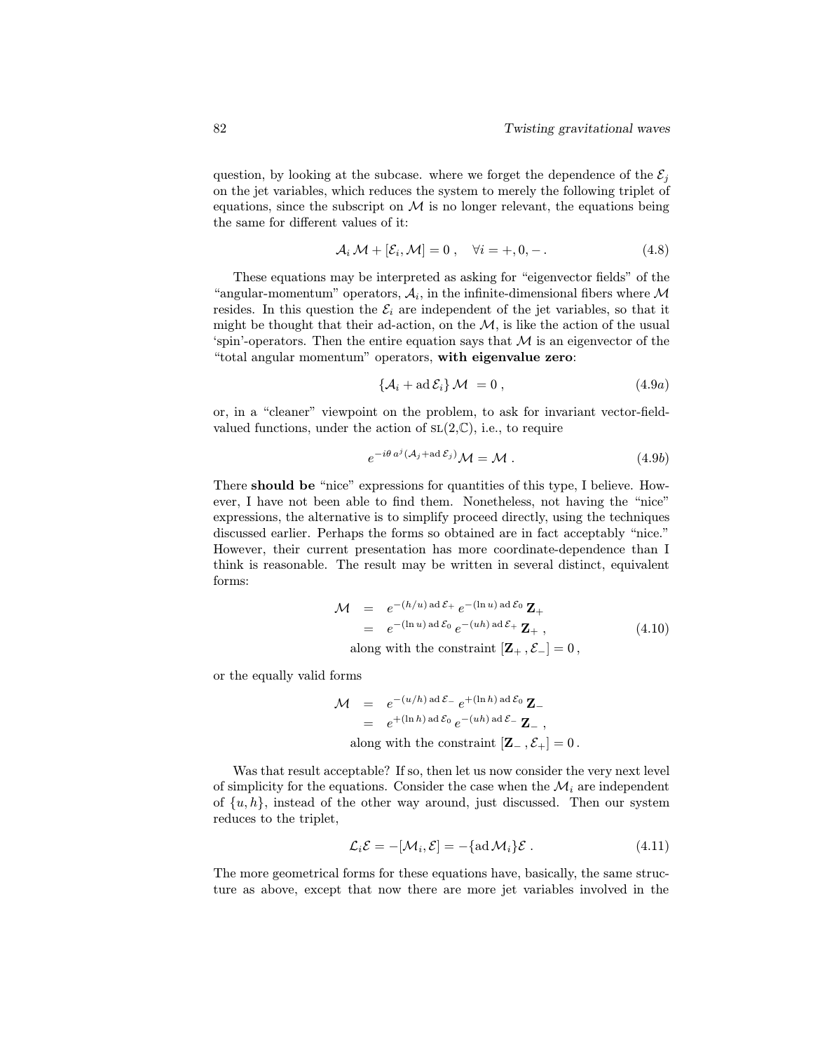question, by looking at the subcase. where we forget the dependence of the $\mathcal{E}_j$ on the jet variables, which reduces the system to merely the following triplet of equations, since the subscript on $\mathcal{M}$ is no longer relevant, the equations being the same for different values of it:

$$\mathcal{A}_i\,\mathcal{M} + [\mathcal{E}_i, \mathcal{M}] = 0\ , \quad \forall i = +, 0, -\,. \tag{4.8}$$

These equations may be interpreted as asking for "eigenvector fields" of the "angular-momentum" operators, $\mathcal{A}_i$, in the infinite-dimensional fibers where $\mathcal{M}$ resides. In this question the $\mathcal{E}_i$ are independent of the jet variables, so that it might be thought that their ad-action, on the $\mathcal{M}$, is like the action of the usual 'spin'-operators. Then the entire equation says that $\mathcal{M}$ is an eigenvector of the "total angular momentum" operators, **with eigenvalue zero**:

$$\{\mathcal{A}_i + \mathrm{ad}\,\mathcal{E}_i\}\,\mathcal{M} \;= 0\ , \tag{4.9a}$$

or, in a "cleaner" viewpoint on the problem, to ask for invariant vector-field-valued functions, under the action of $\mathrm{SL}(2,\mathbb{C})$, i.e., to require

$$e^{-i\theta\, a^j(\mathcal{A}_j + \mathrm{ad}\,\mathcal{E}_j)}\mathcal{M} = \mathcal{M}\ . \tag{4.9b}$$

There **should be** "nice" expressions for quantities of this type, I believe. However, I have not been able to find them. Nonetheless, not having the "nice" expressions, the alternative is to simplify proceed directly, using the techniques discussed earlier. Perhaps the forms so obtained are in fact acceptably "nice." However, their current presentation has more coordinate-dependence than I think is reasonable. The result may be written in several distinct, equivalent forms:

$$\begin{aligned}
\mathcal{M} \;&=\; e^{-(h/u)\,\mathrm{ad}\,\mathcal{E}_+}\, e^{-(\ln u)\,\mathrm{ad}\,\mathcal{E}_0}\, \mathbf{Z}_+ \\
&=\; e^{-(\ln u)\,\mathrm{ad}\,\mathcal{E}_0}\, e^{-(uh)\,\mathrm{ad}\,\mathcal{E}_+}\, \mathbf{Z}_+\ ,
\end{aligned} \tag{4.10}$$
$$\text{along with the constraint } [\mathbf{Z}_+\,, \mathcal{E}_-] = 0\,,$$

or the equally valid forms

$$\begin{aligned}
\mathcal{M} \;&=\; e^{-(u/h)\,\mathrm{ad}\,\mathcal{E}_-}\, e^{+(\ln h)\,\mathrm{ad}\,\mathcal{E}_0}\, \mathbf{Z}_- \\
&=\; e^{+(\ln h)\,\mathrm{ad}\,\mathcal{E}_0}\, e^{-(uh)\,\mathrm{ad}\,\mathcal{E}_-}\, \mathbf{Z}_-\ ,
\end{aligned}$$
$$\text{along with the constraint } [\mathbf{Z}_-\,, \mathcal{E}_+] = 0\,.$$

Was that result acceptable? If so, then let us now consider the very next level of simplicity for the equations. Consider the case when the $\mathcal{M}_i$ are independent of $\{u, h\}$, instead of the other way around, just discussed. Then our system reduces to the triplet,

$$\mathcal{L}_i\mathcal{E} = -[\mathcal{M}_i, \mathcal{E}] = -\{\mathrm{ad}\,\mathcal{M}_i\}\mathcal{E}\ . \tag{4.11}$$

The more geometrical forms for these equations have, basically, the same structure as above, except that now there are more jet variables involved in the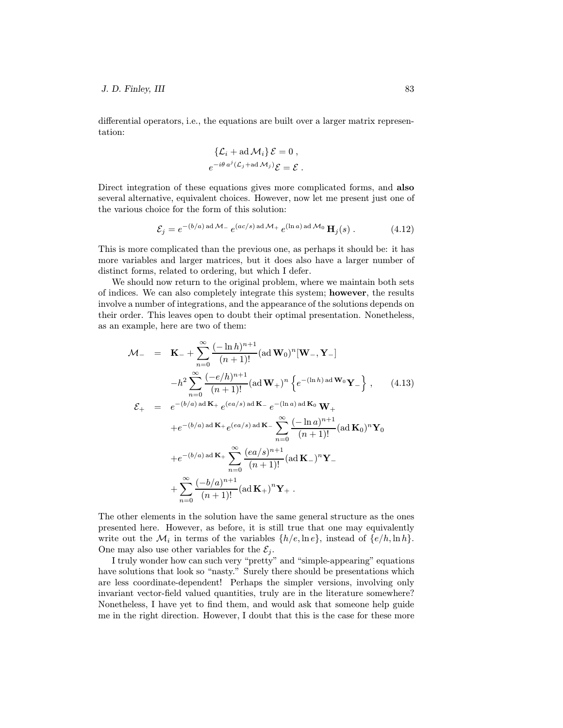differential operators, i.e., the equations are built over a larger matrix representation:

$$\{\mathcal{L}_i + \mathrm{ad}\,\mathcal{M}_i\}\,\mathcal{E} = 0\ ,$$
$$e^{-i\theta\, a^j(\mathcal{L}_j + \mathrm{ad}\,\mathcal{M}_j)}\mathcal{E} = \mathcal{E}\ .$$

Direct integration of these equations gives more complicated forms, and **also** several alternative, equivalent choices. However, now let me present just one of the various choice for the form of this solution:

$$\mathcal{E}_j = e^{-(b/a)\,\mathrm{ad}\,\mathcal{M}_-}\, e^{(ac/s)\,\mathrm{ad}\,\mathcal{M}_+}\, e^{(\ln a)\,\mathrm{ad}\,\mathcal{M}_0}\,\mathbf{H}_j(s)\ . \tag{4.12}$$

This is more complicated than the previous one, as perhaps it should be: it has more variables and larger matrices, but it does also have a larger number of distinct forms, related to ordering, but which I defer.

We should now return to the original problem, where we maintain both sets of indices. We can also completely integrate this system; **however**, the results involve a number of integrations, and the appearance of the solutions depends on their order. This leaves open to doubt their optimal presentation. Nonetheless, as an example, here are two of them:

$$\begin{aligned}
\mathcal{M}_- \;&=\; \mathbf{K}_- + \sum_{n=0}^{\infty}\frac{(-\ln h)^{n+1}}{(n+1)!}(\mathrm{ad}\,\mathbf{W}_0)^n[\mathbf{W}_-,\mathbf{Y}_-] \\
&\quad - h^2\sum_{n=0}^{\infty}\frac{(-e/h)^{n+1}}{(n+1)!}(\mathrm{ad}\,\mathbf{W}_+)^n\left\{e^{-(\ln h)\,\mathrm{ad}\,\mathbf{W}_0}\mathbf{Y}_-\right\}\ , \qquad (4.13)\\
\mathcal{E}_+ \;&=\; e^{-(b/a)\,\mathrm{ad}\,\mathbf{K}_+}\, e^{(ea/s)\,\mathrm{ad}\,\mathbf{K}_-}\, e^{-(\ln a)\,\mathrm{ad}\,\mathbf{K}_0}\,\mathbf{W}_+ \\
&\quad + e^{-(b/a)\,\mathrm{ad}\,\mathbf{K}_+} e^{(ea/s)\,\mathrm{ad}\,\mathbf{K}_-}\sum_{n=0}^{\infty}\frac{(-\ln a)^{n+1}}{(n+1)!}(\mathrm{ad}\,\mathbf{K}_0)^n\mathbf{Y}_0 \\
&\quad + e^{-(b/a)\,\mathrm{ad}\,\mathbf{K}_+}\sum_{n=0}^{\infty}\frac{(ea/s)^{n+1}}{(n+1)!}(\mathrm{ad}\,\mathbf{K}_-)^n\mathbf{Y}_- \\
&\quad + \sum_{n=0}^{\infty}\frac{(-b/a)^{n+1}}{(n+1)!}(\mathrm{ad}\,\mathbf{K}_+)^n\mathbf{Y}_+\ .
\end{aligned}$$

The other elements in the solution have the same general structure as the ones presented here. However, as before, it is still true that one may equivalently write out the $\mathcal{M}_i$ in terms of the variables $\{h/e, \ln e\}$, instead of $\{e/h, \ln h\}$. One may also use other variables for the $\mathcal{E}_j$.

I truly wonder how can such very "pretty" and "simple-appearing" equations have solutions that look so "nasty." Surely there should be presentations which are less coordinate-dependent! Perhaps the simpler versions, involving only invariant vector-field valued quantities, truly are in the literature somewhere? Nonetheless, I have yet to find them, and would ask that someone help guide me in the right direction. However, I doubt that this is the case for these more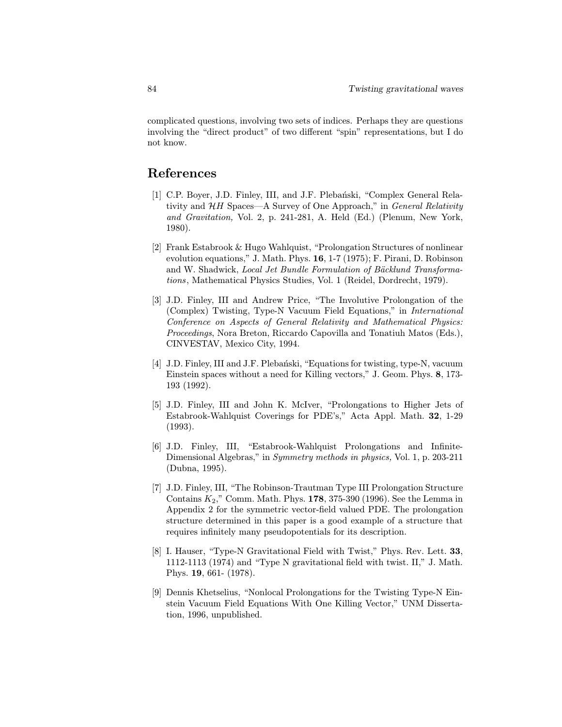complicated questions, involving two sets of indices. Perhaps they are questions involving the "direct product" of two different "spin" representations, but I do not know.

## References

[1] C.P. Boyer, J.D. Finley, III, and J.F. Plebański, "Complex General Relativity and $\mathcal{H}H$ Spaces—A Survey of One Approach," in *General Relativity and Gravitation,* Vol. 2, p. 241-281, A. Held (Ed.) (Plenum, New York, 1980).

[2] Frank Estabrook & Hugo Wahlquist, "Prolongation Structures of nonlinear evolution equations," J. Math. Phys. **16**, 1-7 (1975); F. Pirani, D. Robinson and W. Shadwick, *Local Jet Bundle Formulation of Bäcklund Transformations*, Mathematical Physics Studies, Vol. 1 (Reidel, Dordrecht, 1979).

[3] J.D. Finley, III and Andrew Price, "The Involutive Prolongation of the (Complex) Twisting, Type-N Vacuum Field Equations," in *International Conference on Aspects of General Relativity and Mathematical Physics: Proceedings*, Nora Breton, Riccardo Capovilla and Tonatiuh Matos (Eds.), CINVESTAV, Mexico City, 1994.

[4] J.D. Finley, III and J.F. Plebański, "Equations for twisting, type-N, vacuum Einstein spaces without a need for Killing vectors," J. Geom. Phys. **8**, 173-193 (1992).

[5] J.D. Finley, III and John K. McIver, "Prolongations to Higher Jets of Estabrook-Wahlquist Coverings for PDE's," Acta Appl. Math. **32**, 1-29 (1993).

[6] J.D. Finley, III, "Estabrook-Wahlquist Prolongations and Infinite-Dimensional Algebras," in *Symmetry methods in physics,* Vol. 1, p. 203-211 (Dubna, 1995).

[7] J.D. Finley, III, "The Robinson-Trautman Type III Prolongation Structure Contains $K_2$," Comm. Math. Phys. **178**, 375-390 (1996). See the Lemma in Appendix 2 for the symmetric vector-field valued PDE. The prolongation structure determined in this paper is a good example of a structure that requires infinitely many pseudopotentials for its description.

[8] I. Hauser, "Type-N Gravitational Field with Twist," Phys. Rev. Lett. **33**, 1112-1113 (1974) and "Type N gravitational field with twist. II," J. Math. Phys. **19**, 661- (1978).

[9] Dennis Khetselius, "Nonlocal Prolongations for the Twisting Type-N Einstein Vacuum Field Equations With One Killing Vector," UNM Dissertation, 1996, unpublished.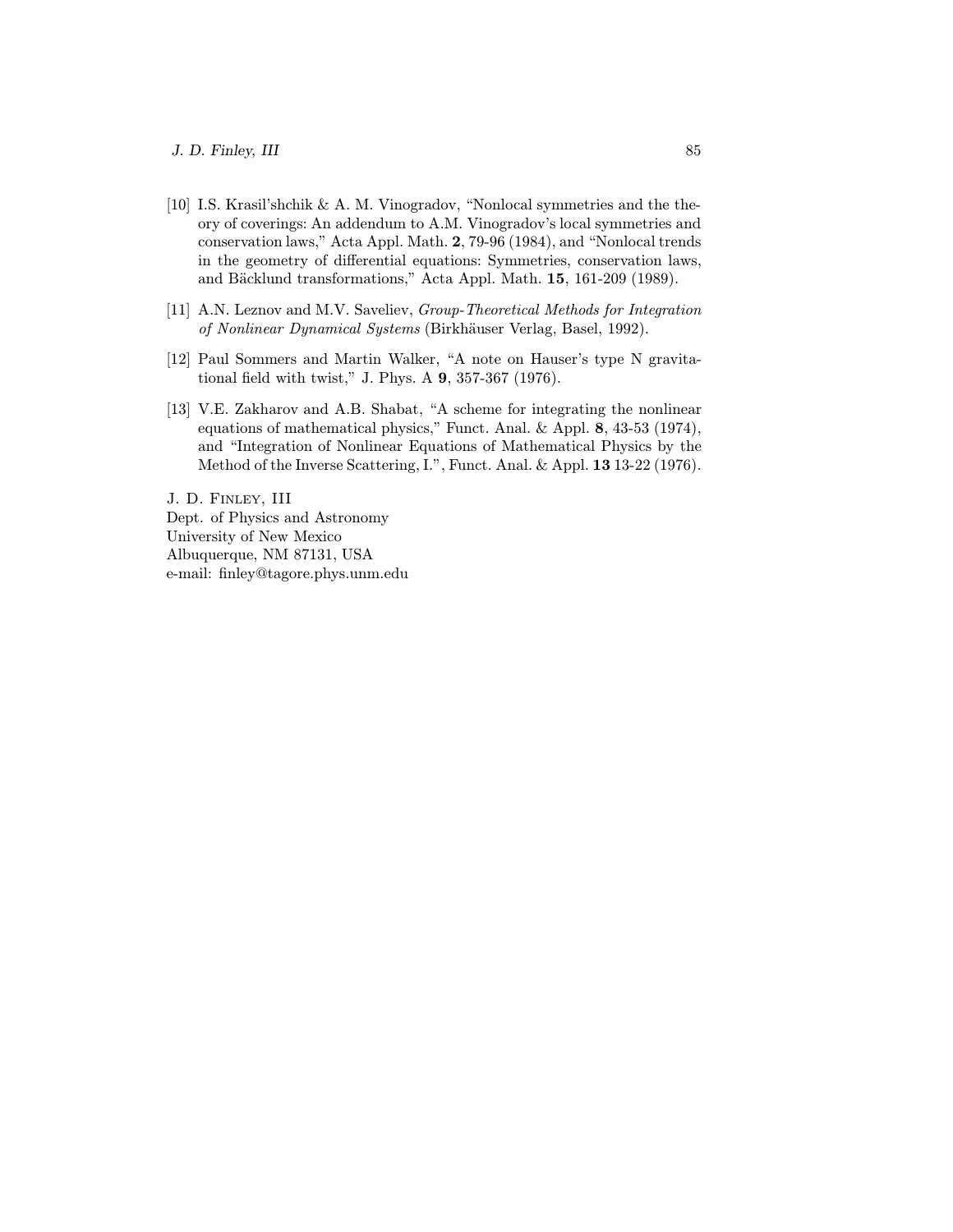[10] I.S. Krasil'shchik & A. M. Vinogradov, "Nonlocal symmetries and the theory of coverings: An addendum to A.M. Vinogradov's local symmetries and conservation laws," Acta Appl. Math. **2**, 79-96 (1984), and "Nonlocal trends in the geometry of differential equations: Symmetries, conservation laws, and Bäcklund transformations," Acta Appl. Math. **15**, 161-209 (1989).

[11] A.N. Leznov and M.V. Saveliev, *Group-Theoretical Methods for Integration of Nonlinear Dynamical Systems* (Birkhäuser Verlag, Basel, 1992).

[12] Paul Sommers and Martin Walker, "A note on Hauser's type N gravitational field with twist," J. Phys. A **9**, 357-367 (1976).

[13] V.E. Zakharov and A.B. Shabat, "A scheme for integrating the nonlinear equations of mathematical physics," Funct. Anal. & Appl. **8**, 43-53 (1974), and "Integration of Nonlinear Equations of Mathematical Physics by the Method of the Inverse Scattering, I.", Funct. Anal. & Appl. **13** 13-22 (1976).

J. D. Finley, III
Dept. of Physics and Astronomy
University of New Mexico
Albuquerque, NM 87131, USA
e-mail: finley@tagore.phys.unm.edu